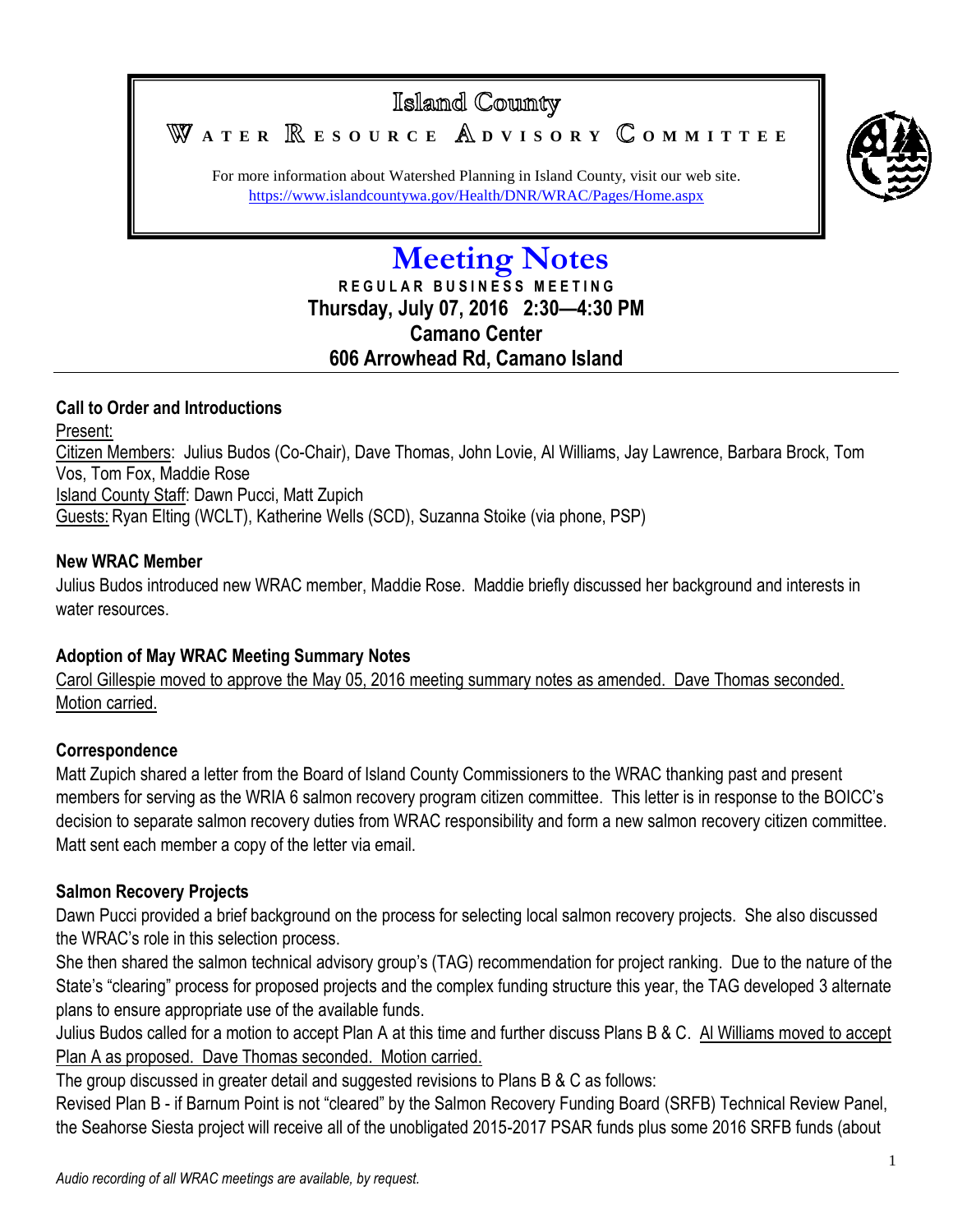# Island County
## WATER RESOURCE ADVISORY COMMITTEE

For more information about Watershed Planning in Island County, visit our web site.
https://www.islandcountywa.gov/Health/DNR/WRAC/Pages/Home.aspx

# Meeting Notes

**REGULAR BUSINESS MEETING**
**Thursday, July 07, 2016 2:30—4:30 PM**
**Camano Center**
**606 Arrowhead Rd, Camano Island**

---

### Call to Order and Introductions

Present:
Citizen Members: Julius Budos (Co-Chair), Dave Thomas, John Lovie, Al Williams, Jay Lawrence, Barbara Brock, Tom Vos, Tom Fox, Maddie Rose
Island County Staff: Dawn Pucci, Matt Zupich
Guests: Ryan Elting (WCLT), Katherine Wells (SCD), Suzanna Stoike (via phone, PSP)

### New WRAC Member

Julius Budos introduced new WRAC member, Maddie Rose. Maddie briefly discussed her background and interests in water resources.

### Adoption of May WRAC Meeting Summary Notes

Carol Gillespie moved to approve the May 05, 2016 meeting summary notes as amended. Dave Thomas seconded. Motion carried.

### Correspondence

Matt Zupich shared a letter from the Board of Island County Commissioners to the WRAC thanking past and present members for serving as the WRIA 6 salmon recovery program citizen committee. This letter is in response to the BOICC's decision to separate salmon recovery duties from WRAC responsibility and form a new salmon recovery citizen committee. Matt sent each member a copy of the letter via email.

### Salmon Recovery Projects

Dawn Pucci provided a brief background on the process for selecting local salmon recovery projects. She also discussed the WRAC's role in this selection process.

She then shared the salmon technical advisory group's (TAG) recommendation for project ranking. Due to the nature of the State's "clearing" process for proposed projects and the complex funding structure this year, the TAG developed 3 alternate plans to ensure appropriate use of the available funds.

Julius Budos called for a motion to accept Plan A at this time and further discuss Plans B & C. Al Williams moved to accept Plan A as proposed. Dave Thomas seconded. Motion carried.

The group discussed in greater detail and suggested revisions to Plans B & C as follows:

Revised Plan B - if Barnum Point is not "cleared" by the Salmon Recovery Funding Board (SRFB) Technical Review Panel, the Seahorse Siesta project will receive all of the unobligated 2015-2017 PSAR funds plus some 2016 SRFB funds (about

*Audio recording of all WRAC meetings are available, by request.*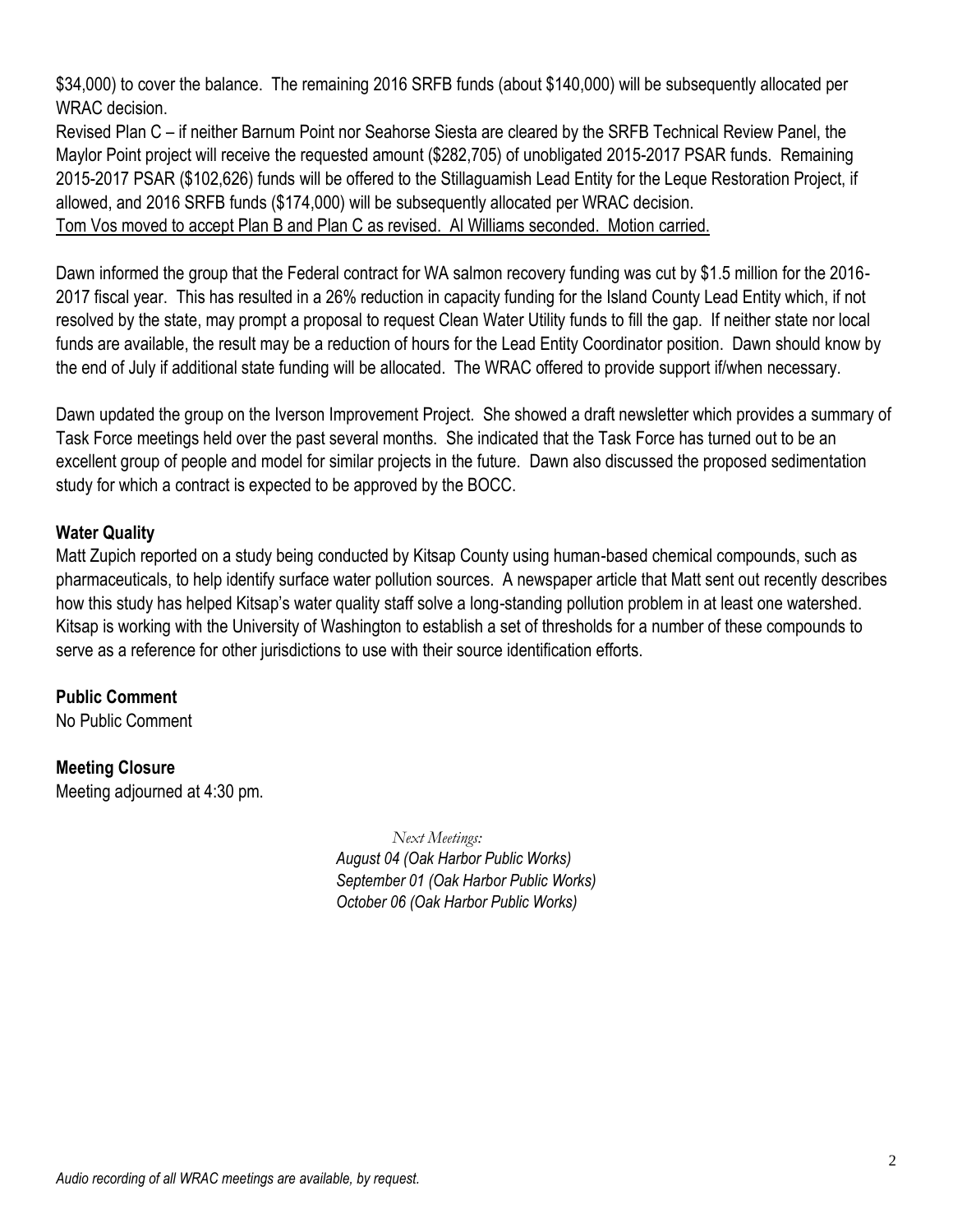$34,000) to cover the balance. The remaining 2016 SRFB funds (about $140,000) will be subsequently allocated per WRAC decision.

Revised Plan C – if neither Barnum Point nor Seahorse Siesta are cleared by the SRFB Technical Review Panel, the Maylor Point project will receive the requested amount ($282,705) of unobligated 2015-2017 PSAR funds. Remaining 2015-2017 PSAR ($102,626) funds will be offered to the Stillaguamish Lead Entity for the Leque Restoration Project, if allowed, and 2016 SRFB funds ($174,000) will be subsequently allocated per WRAC decision.

<u>Tom Vos moved to accept Plan B and Plan C as revised. Al Williams seconded. Motion carried.</u>

Dawn informed the group that the Federal contract for WA salmon recovery funding was cut by $1.5 million for the 2016-2017 fiscal year. This has resulted in a 26% reduction in capacity funding for the Island County Lead Entity which, if not resolved by the state, may prompt a proposal to request Clean Water Utility funds to fill the gap. If neither state nor local funds are available, the result may be a reduction of hours for the Lead Entity Coordinator position. Dawn should know by the end of July if additional state funding will be allocated. The WRAC offered to provide support if/when necessary.

Dawn updated the group on the Iverson Improvement Project. She showed a draft newsletter which provides a summary of Task Force meetings held over the past several months. She indicated that the Task Force has turned out to be an excellent group of people and model for similar projects in the future. Dawn also discussed the proposed sedimentation study for which a contract is expected to be approved by the BOCC.

**Water Quality**

Matt Zupich reported on a study being conducted by Kitsap County using human-based chemical compounds, such as pharmaceuticals, to help identify surface water pollution sources. A newspaper article that Matt sent out recently describes how this study has helped Kitsap's water quality staff solve a long-standing pollution problem in at least one watershed. Kitsap is working with the University of Washington to establish a set of thresholds for a number of these compounds to serve as a reference for other jurisdictions to use with their source identification efforts.

**Public Comment**

No Public Comment

**Meeting Closure**

Meeting adjourned at 4:30 pm.

*Next Meetings:*
*August 04 (Oak Harbor Public Works)*
*September 01 (Oak Harbor Public Works)*
*October 06 (Oak Harbor Public Works)*

*Audio recording of all WRAC meetings are available, by request.*